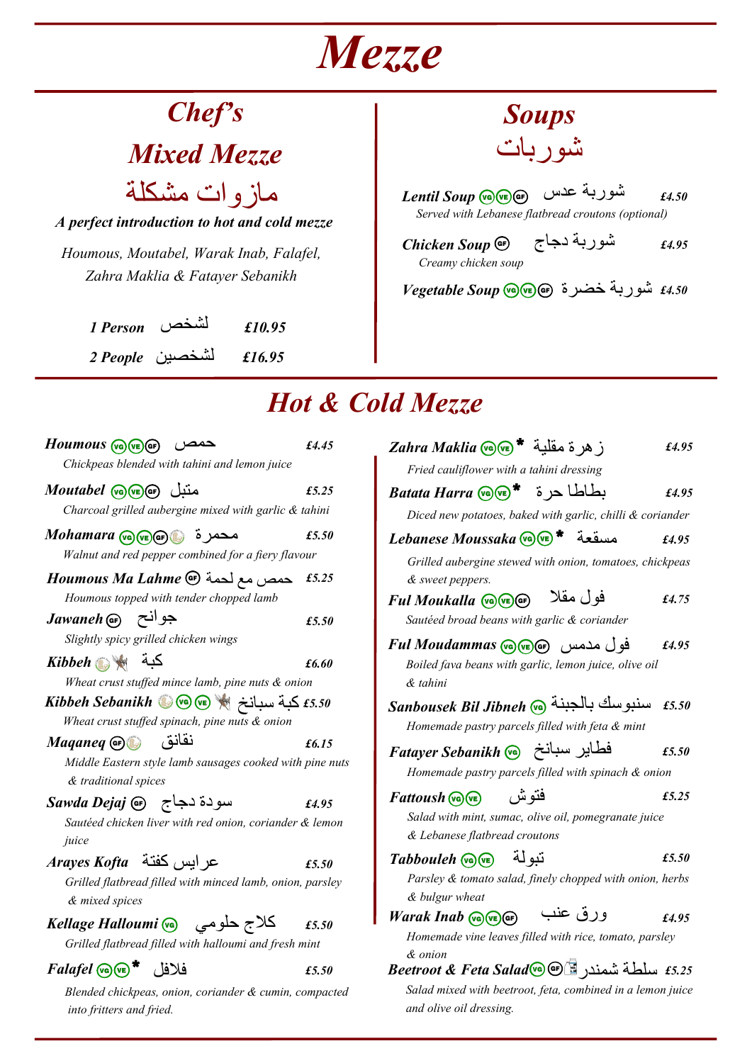# Mezze

## Chef's Mixed Mezze

## مازوات مشكلة

***A perfect introduction to hot and cold mezze***

*Houmous, Moutabel, Warak Inab, Falafel, Zahra Maklia & Fatayer Sebanikh*

**1 Person** لشخص **£10.95**

**2 People** لشخصين **£16.95**

## Soups

## شوربات

***Lentil Soup*** (VG)(VE)(GF) شوربة عدس ***£4.50***
*Served with Lebanese flatbread croutons (optional)*

***Chicken Soup*** (GF) شوربة دجاج ***£4.95***
*Creamy chicken soup*

***Vegetable Soup*** (VG)(VE)(GF) شوربة خضرة ***£4.50***

## Hot & Cold Mezze

***Houmous*** (VG)(VE)(GF) حمص ***£4.45***
*Chickpeas blended with tahini and lemon juice*

***Moutabel*** (VG)(VE)(GF) متبل ***£5.25***
*Charcoal grilled aubergine mixed with garlic & tahini*

***Mohamara*** (VG)(VE)(GF) محمرة ***£5.50***
*Walnut and red pepper combined for a fiery flavour*

***Houmous Ma Lahme*** (GF) حمص مع لحمة ***£5.25***
*Houmous topped with tender chopped lamb*

***Jawaneh*** (GF) جوانح ***£5.50***
*Slightly spicy grilled chicken wings*

***Kibbeh*** كبة ***£6.60***
*Wheat crust stuffed mince lamb, pine nuts & onion*

***Kibbeh Sebanikh*** (VG)(VE) كبة سبانخ ***£5.50***
*Wheat crust stuffed spinach, pine nuts & onion*

***Maqaneq*** (GF) نقانق ***£6.15***
*Middle Eastern style lamb sausages cooked with pine nuts & traditional spices*

***Sawda Dejaj*** (GF) سودة دجاج ***£4.95***
*Sautéed chicken liver with red onion, coriander & lemon juice*

***Arayes Kofta*** عرايس كفتة ***£5.50***
*Grilled flatbread filled with minced lamb, onion, parsley & mixed spices*

***Kellage Halloumi*** (VG) كلاج حلومي ***£5.50***
*Grilled flatbread filled with halloumi and fresh mint*

***Falafel*** (VG)(VE)* فلافل ***£5.50***
*Blended chickpeas, onion, coriander & cumin, compacted into fritters and fried.*

***Zahra Maklia*** (VG)(VE)* زهرة مقلية ***£4.95***
*Fried cauliflower with a tahini dressing*

***Batata Harra*** (VG)(VE)* بطاطا حرة ***£4.95***
*Diced new potatoes, baked with garlic, chilli & coriander*

***Lebanese Moussaka*** (VG)(VE)* مسقعة ***£4.95***
*Grilled aubergine stewed with onion, tomatoes, chickpeas & sweet peppers.*

***Ful Moukalla*** (VG)(VE)(GF) فول مقلا ***£4.75***
*Sautéed broad beans with garlic & coriander*

***Ful Moudammas*** (VG)(VE)(GF) فول مدمس ***£4.95***
*Boiled fava beans with garlic, lemon juice, olive oil & tahini*

***Sanbousek Bil Jibneh*** (VG) سنبوسك بالجبنة ***£5.50***
*Homemade pastry parcels filled with feta & mint*

***Fatayer Sebanikh*** (VG) فطاير سبانخ ***£5.50***
*Homemade pastry parcels filled with spinach & onion*

***Fattoush*** (VG)(VE) فتوش ***£5.25***
*Salad with mint, sumac, olive oil, pomegranate juice & Lebanese flatbread croutons*

***Tabbouleh*** (VG)(VE) تبولة ***£5.50***
*Parsley & tomato salad, finely chopped with onion, herbs & bulgur wheat*

***Warak Inab*** (VG)(VE)(GF) ورق عنب ***£4.95***
*Homemade vine leaves filled with rice, tomato, parsley & onion*

***Beetroot & Feta Salad*** (VG)(GF) سلطة شمندر ***£5.25***
*Salad mixed with beetroot, feta, combined in a lemon juice and olive oil dressing.*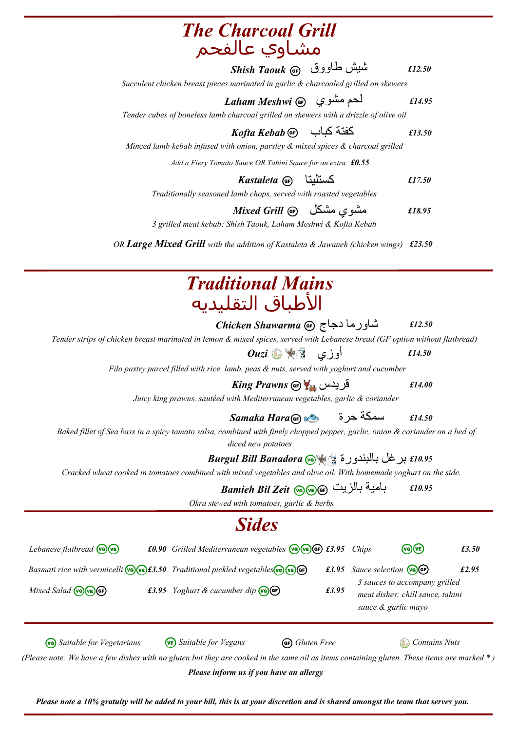# The Charcoal Grill
# مشاوي عالفحم

***Shish Taouk*** (GF) شيش طاووق **£12.50**

*Succulent chicken breast pieces marinated in garlic & charcoaled grilled on skewers*

***Laham Meshwi*** (GF) لحم مشوي **£14.95**

*Tender cubes of boneless lamb charcoal grilled on skewers with a drizzle of olive oil*

***Kofta Kebab*** (GF) كفتة كباب **£13.50**

*Minced lamb kebab infused with onion, parsley & mixed spices & charcoal grilled*

*Add a Fiery Tomato Sauce OR Tahini Sauce for an extra* ***£0.55***

***Kastaleta*** (GF) كستليتا **£17.50**

*Traditionally seasoned lamb chops, served with roasted vegetables*

***Mixed Grill*** (GF) مشوي مشكل **£18.95**

*3 grilled meat kebab; Shish Taouk, Laham Meshwi & Kofta Kebab*

*OR* ***Large Mixed Grill*** *with the addition of Kastaleta & Jawaneh (chicken wings)* ***£23.50***

# Traditional Mains
# الأطباق التقليديه

***Chicken Shawarma*** (GF) شاورما دجاج **£12.50**

*Tender strips of chicken breast marinated in lemon & mixed spices, served with Lebanese bread (GF option without flatbread)*

***Ouzi*** (Contains Nuts) أوزي **£14.50**

*Filo pastry parcel filled with rice, lamb, peas & nuts, served with yoghurt and cucumber*

***King Prawns*** (GF) قريدس **£14.00**

*Juicy king prawns, sautéed with Mediterranean vegetables, garlic & coriander*

***Samaka Hara*** (GF) سمكة حرة **£14.50**

*Baked fillet of Sea bass in a spicy tomato salsa, combined with finely chopped pepper, garlic, onion & coriander on a bed of diced new potatoes*

***Burgul Bill Banadora*** (VG) برغل بالبندورة **£10.95**

*Cracked wheat cooked in tomatoes combined with mixed vegetables and olive oil. With homemade yoghurt on the side.*

***Bamieh Bil Zeit*** (VG)(VE)(GF) بامية بالزيت **£10.95**

*Okra stewed with tomatoes, garlic & herbs*

# Sides

| | | | | | |
|---|---|---|---|---|---|
| *Lebanese flatbread* (VG)(VE) | **£0.90** | *Grilled Mediterranean vegetables* (VG)(VE)(GF) | **£3.95** | *Chips* (VG)(VE) | **£3.50** |
| *Basmati rice with vermicelli* (VG)(VE) | **£3.50** | *Traditional pickled vegetables* (VG)(VE)(GF) | **£3.95** | *Sauce selection* (VG)(GF) | **£2.95** |
| *Mixed Salad* (VG)(VE)(GF) | **£3.95** | *Yoghurt & cucumber dip* (VG)(GF) | **£3.95** | *3 sauces to accompany grilled meat dishes; chili sauce, tahini sauce & garlic mayo* | |

(VG) *Suitable for Vegetarians* (VE) *Suitable for Vegans* (GF) *Gluten Free* *Contains Nuts*

*(Please note: We have a few dishes with no gluten but they are cooked in the same oil as items containing gluten. These items are marked * )*

***Please inform us if you have an allergy***

***Please note a 10% gratuity will be added to your bill, this is at your discretion and is shared amongst the team that serves you.***